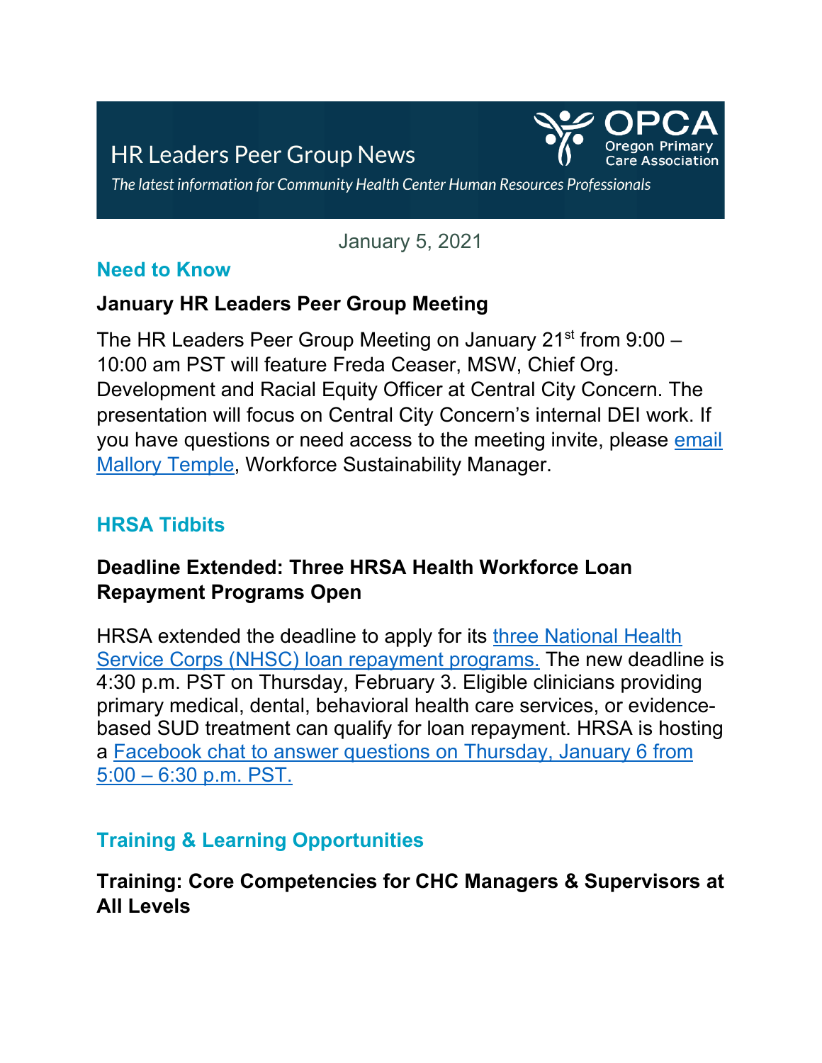# HR Leaders Peer Group News

*The latest information for Community Health Center Human Resources Professionals*

OPCA Oregon Primary Care Association

January 5, 2021

## Need to Know

### January HR Leaders Peer Group Meeting

The HR Leaders Peer Group Meeting on January 21st from 9:00 – 10:00 am PST will feature Freda Ceaser, MSW, Chief Org. Development and Racial Equity Officer at Central City Concern. The presentation will focus on Central City Concern's internal DEI work. If you have questions or need access to the meeting invite, please email Mallory Temple, Workforce Sustainability Manager.

## HRSA Tidbits

### Deadline Extended: Three HRSA Health Workforce Loan Repayment Programs Open

HRSA extended the deadline to apply for its three National Health Service Corps (NHSC) loan repayment programs. The new deadline is 4:30 p.m. PST on Thursday, February 3. Eligible clinicians providing primary medical, dental, behavioral health care services, or evidence-based SUD treatment can qualify for loan repayment. HRSA is hosting a Facebook chat to answer questions on Thursday, January 6 from 5:00 – 6:30 p.m. PST.

## Training & Learning Opportunities

### Training: Core Competencies for CHC Managers & Supervisors at All Levels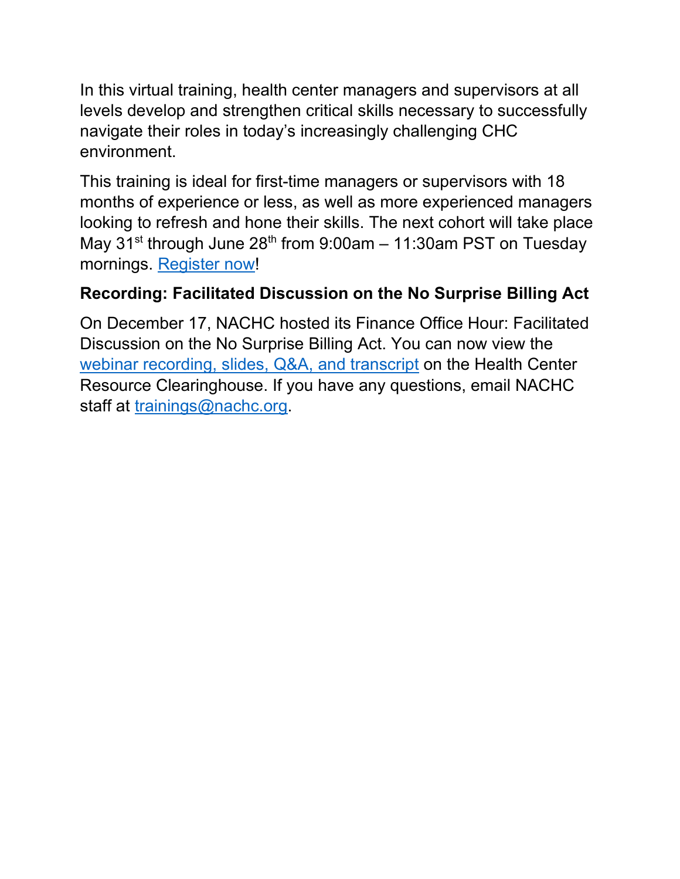In this virtual training, health center managers and supervisors at all levels develop and strengthen critical skills necessary to successfully navigate their roles in today's increasingly challenging CHC environment.

This training is ideal for first-time managers or supervisors with 18 months of experience or less, as well as more experienced managers looking to refresh and hone their skills. The next cohort will take place May 31st through June 28th from 9:00am – 11:30am PST on Tuesday mornings. Register now!

### Recording: Facilitated Discussion on the No Surprise Billing Act

On December 17, NACHC hosted its Finance Office Hour: Facilitated Discussion on the No Surprise Billing Act. You can now view the webinar recording, slides, Q&A, and transcript on the Health Center Resource Clearinghouse. If you have any questions, email NACHC staff at trainings@nachc.org.